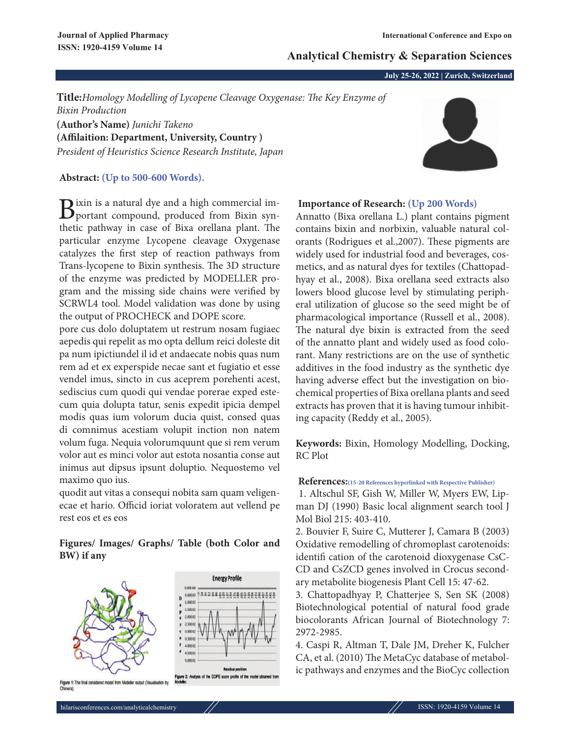**Title:** *Homology Modelling of Lycopene Cleavage Oxygenase: The Key Enzyme of Bixin Production*

**(Author's Name)** *Junichi Takeno*

**(Affilaition: Department, University, Country )**

*President of Heuristics Science Research Institute, Japan*

**Abstract: (Up to 500-600 Words).**

Bixin is a natural dye and a high commercial important compound, produced from Bixin synthetic pathway in case of Bixa orellana plant. The particular enzyme Lycopene cleavage Oxygenase catalyzes the first step of reaction pathways from Trans-lycopene to Bixin synthesis. The 3D structure of the enzyme was predicted by MODELLER program and the missing side chains were verified by SCRWL4 tool. Model validation was done by using the output of PROCHECK and DOPE score.

pore cus dolo doluptatem ut restrum nosam fugiaec aepedis qui repelit as mo opta dellum reici doleste dit pa num ipictiundel il id et andaecate nobis quas num rem ad et ex experspide necae sant et fugiatio et esse vendel imus, sincto in cus aceprem porehenti acest, sediscius cum quodi qui vendae porerae exped estecum quia dolupta tatur, senis expedit ipicia dempel modis quas ium volorum ducia quist, consed quas di comnimus acestiam volupit inction non natem volum fuga. Nequia volorumquunt que si rem verum volor aut es minci volor aut estota nosantia conse aut inimus aut dipsus ipsunt doluptio. Nequostemo vel maximo quo ius.

quodit aut vitas a consequi nobita sam quam veligenecae et hario. Officid ioriat voloratem aut vellend pe rest eos et es eos

**Figures/ Images/ Graphs/ Table (both Color and BW) if any**

Figure 1: The final considered model from Modeller output (Visualisation by Chimera)

Figure 2: Analysis of the DOPE score profile of the model obtained from Modeller.

**Importance of Research: (Up 200 Words)**

Annatto (Bixa orellana L.) plant contains pigment contains bixin and norbixin, valuable natural colorants (Rodrigues et al.,2007). These pigments are widely used for industrial food and beverages, cosmetics, and as natural dyes for textiles (Chattopadhyay et al., 2008). Bixa orellana seed extracts also lowers blood glucose level by stimulating peripheral utilization of glucose so the seed might be of pharmacological importance (Russell et al., 2008). The natural dye bixin is extracted from the seed of the annatto plant and widely used as food colorant. Many restrictions are on the use of synthetic additives in the food industry as the synthetic dye having adverse effect but the investigation on biochemical properties of Bixa orellana plants and seed extracts has proven that it is having tumour inhibiting capacity (Reddy et al., 2005).

**Keywords:** Bixin, Homology Modelling, Docking, RC Plot

**References:** (15-20 References hyperlinked with Respective Publisher)

1. Altschul SF, Gish W, Miller W, Myers EW, Lipman DJ (1990) Basic local alignment search tool J Mol Biol 215: 403-410.
2. Bouvier F, Suire C, Mutterer J, Camara B (2003) Oxidative remodelling of chromoplast carotenoids: identifi cation of the carotenoid dioxygenase CsCCD and CsZCD genes involved in Crocus secondary metabolite biogenesis Plant Cell 15: 47-62.
3. Chattopadhyay P, Chatterjee S, Sen SK (2008) Biotechnological potential of natural food grade biocolorants African Journal of Biotechnology 7: 2972-2985.
4. Caspi R, Altman T, Dale JM, Dreher K, Fulcher CA, et al. (2010) The MetaCyc database of metabolic pathways and enzymes and the BioCyc collection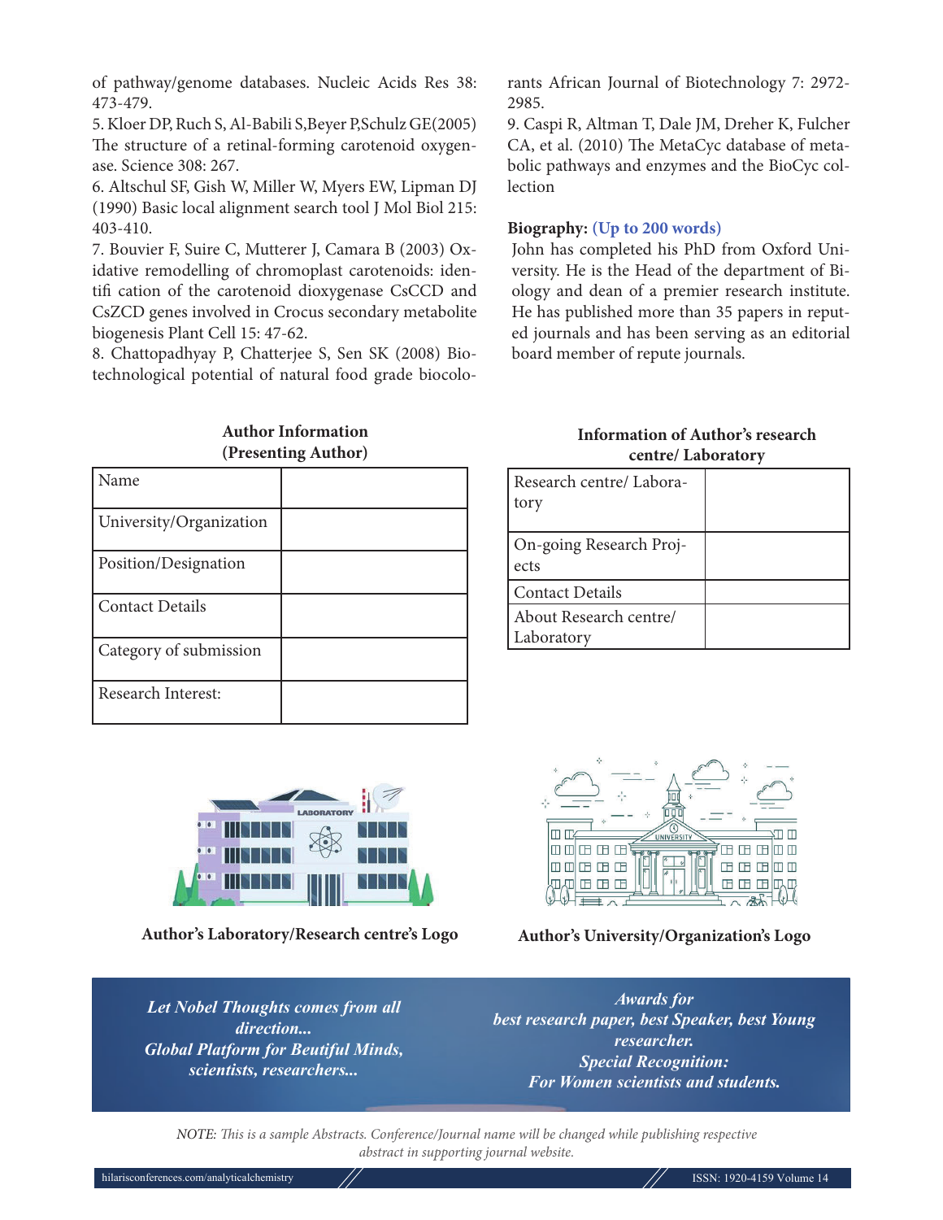of pathway/genome databases. Nucleic Acids Res 38: 473-479.

5. Kloer DP, Ruch S, Al-Babili S,Beyer P,Schulz GE(2005) The structure of a retinal-forming carotenoid oxygenase. Science 308: 267.

6. Altschul SF, Gish W, Miller W, Myers EW, Lipman DJ (1990) Basic local alignment search tool J Mol Biol 215: 403-410.

7. Bouvier F, Suire C, Mutterer J, Camara B (2003) Oxidative remodelling of chromoplast carotenoids: identifi cation of the carotenoid dioxygenase CsCCD and CsZCD genes involved in Crocus secondary metabolite biogenesis Plant Cell 15: 47-62.

8. Chattopadhyay P, Chatterjee S, Sen SK (2008) Biotechnological potential of natural food grade biocolorants African Journal of Biotechnology 7: 2972-2985.

9. Caspi R, Altman T, Dale JM, Dreher K, Fulcher CA, et al. (2010) The MetaCyc database of metabolic pathways and enzymes and the BioCyc collection

**Biography: (Up to 200 words)**

John has completed his PhD from Oxford University. He is the Head of the department of Biology and dean of a premier research institute. He has published more than 35 papers in reputed journals and has been serving as an editorial board member of repute journals.

**Author Information (Presenting Author)**

| | |
|---|---|
| Name | |
| University/Organization | |
| Position/Designation | |
| Contact Details | |
| Category of submission | |
| Research Interest: | |

**Information of Author's research centre/ Laboratory**

| | |
|---|---|
| Research centre/ Laboratory | |
| On-going Research Projects | |
| Contact Details | |
| About Research centre/ Laboratory | |

**Author's Laboratory/Research centre's Logo**

**Author's University/Organization's Logo**

***Let Nobel Thoughts comes from all direction...***
***Global Platform for Beutiful Minds, scientists, researchers...***

***Awards for***
***best research paper, best Speaker, best Young researcher.***
***Special Recognition:***
***For Women scientists and students.***

*NOTE: This is a sample Abstracts. Conference/Journal name will be changed while publishing respective abstract in supporting journal website.*